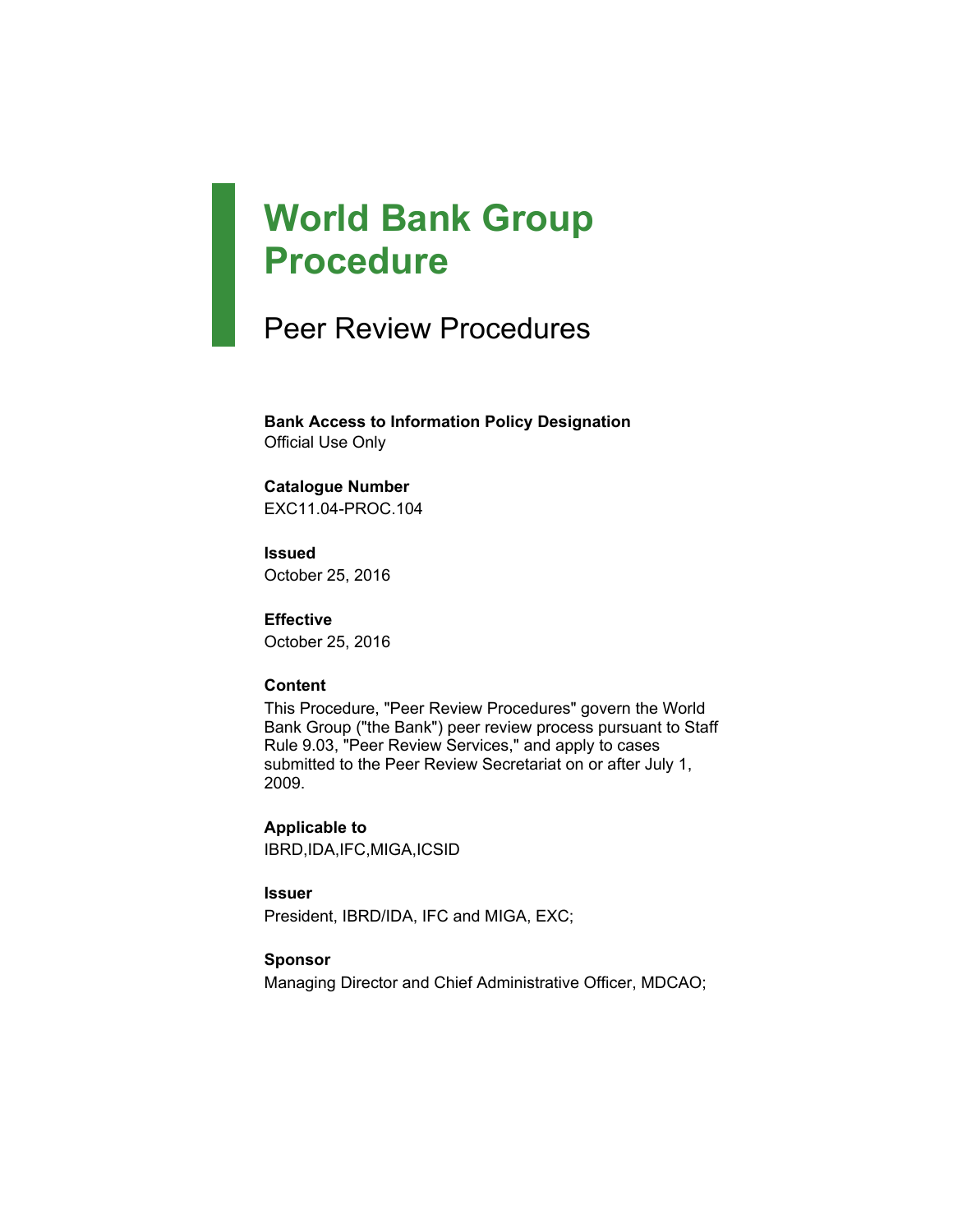# World Bank Group Procedure

## Peer Review Procedures

**Bank Access to Information Policy Designation**
Official Use Only

**Catalogue Number**
EXC11.04-PROC.104

**Issued**
October 25, 2016

**Effective**
October 25, 2016

**Content**
This Procedure, "Peer Review Procedures" govern the World Bank Group ("the Bank") peer review process pursuant to Staff Rule 9.03, "Peer Review Services," and apply to cases submitted to the Peer Review Secretariat on or after July 1, 2009.

**Applicable to**
IBRD,IDA,IFC,MIGA,ICSID

**Issuer**
President, IBRD/IDA, IFC and MIGA, EXC;

**Sponsor**
Managing Director and Chief Administrative Officer, MDCAO;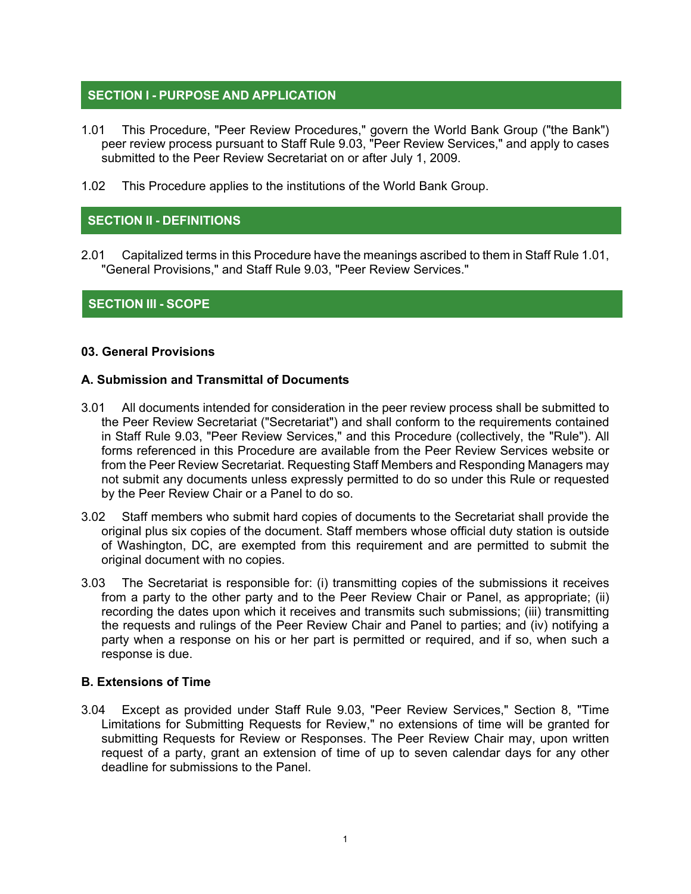## SECTION I - PURPOSE AND APPLICATION

1.01 This Procedure, "Peer Review Procedures," govern the World Bank Group ("the Bank") peer review process pursuant to Staff Rule 9.03, "Peer Review Services," and apply to cases submitted to the Peer Review Secretariat on or after July 1, 2009.

1.02 This Procedure applies to the institutions of the World Bank Group.

## SECTION II - DEFINITIONS

2.01 Capitalized terms in this Procedure have the meanings ascribed to them in Staff Rule 1.01, "General Provisions," and Staff Rule 9.03, "Peer Review Services."

## SECTION III - SCOPE

### 03. General Provisions

### A. Submission and Transmittal of Documents

3.01 All documents intended for consideration in the peer review process shall be submitted to the Peer Review Secretariat ("Secretariat") and shall conform to the requirements contained in Staff Rule 9.03, "Peer Review Services," and this Procedure (collectively, the "Rule"). All forms referenced in this Procedure are available from the Peer Review Services website or from the Peer Review Secretariat. Requesting Staff Members and Responding Managers may not submit any documents unless expressly permitted to do so under this Rule or requested by the Peer Review Chair or a Panel to do so.

3.02 Staff members who submit hard copies of documents to the Secretariat shall provide the original plus six copies of the document. Staff members whose official duty station is outside of Washington, DC, are exempted from this requirement and are permitted to submit the original document with no copies.

3.03 The Secretariat is responsible for: (i) transmitting copies of the submissions it receives from a party to the other party and to the Peer Review Chair or Panel, as appropriate; (ii) recording the dates upon which it receives and transmits such submissions; (iii) transmitting the requests and rulings of the Peer Review Chair and Panel to parties; and (iv) notifying a party when a response on his or her part is permitted or required, and if so, when such a response is due.

### B. Extensions of Time

3.04 Except as provided under Staff Rule 9.03, "Peer Review Services," Section 8, "Time Limitations for Submitting Requests for Review," no extensions of time will be granted for submitting Requests for Review or Responses. The Peer Review Chair may, upon written request of a party, grant an extension of time of up to seven calendar days for any other deadline for submissions to the Panel.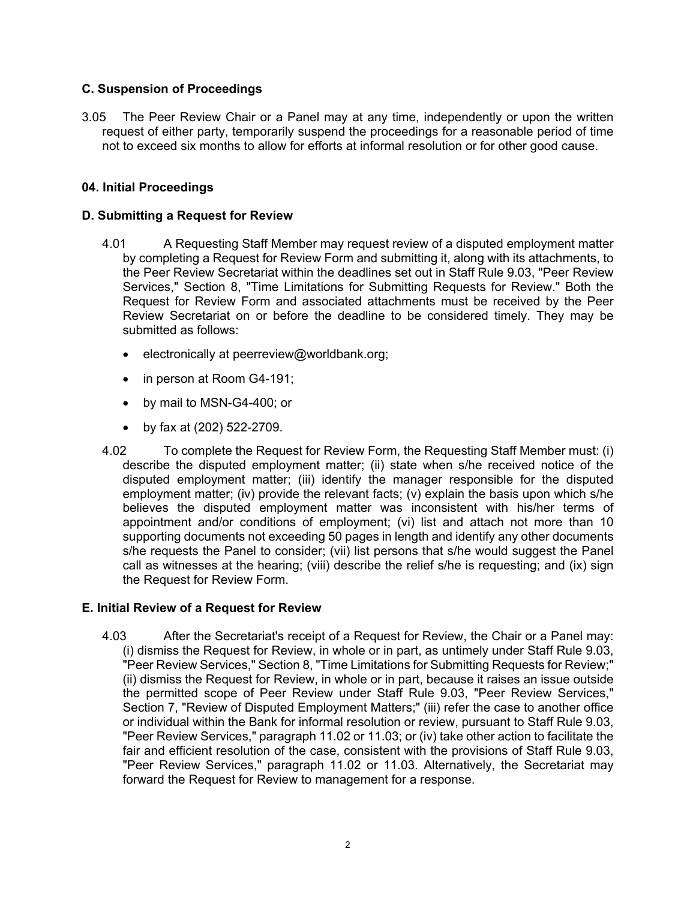### C. Suspension of Proceedings

3.05 The Peer Review Chair or a Panel may at any time, independently or upon the written request of either party, temporarily suspend the proceedings for a reasonable period of time not to exceed six months to allow for efforts at informal resolution or for other good cause.

## 04. Initial Proceedings

### D. Submitting a Request for Review

4.01 A Requesting Staff Member may request review of a disputed employment matter by completing a Request for Review Form and submitting it, along with its attachments, to the Peer Review Secretariat within the deadlines set out in Staff Rule 9.03, "Peer Review Services," Section 8, "Time Limitations for Submitting Requests for Review." Both the Request for Review Form and associated attachments must be received by the Peer Review Secretariat on or before the deadline to be considered timely. They may be submitted as follows:

- electronically at peerreview@worldbank.org;
- in person at Room G4-191;
- by mail to MSN-G4-400; or
- by fax at (202) 522-2709.

4.02 To complete the Request for Review Form, the Requesting Staff Member must: (i) describe the disputed employment matter; (ii) state when s/he received notice of the disputed employment matter; (iii) identify the manager responsible for the disputed employment matter; (iv) provide the relevant facts; (v) explain the basis upon which s/he believes the disputed employment matter was inconsistent with his/her terms of appointment and/or conditions of employment; (vi) list and attach not more than 10 supporting documents not exceeding 50 pages in length and identify any other documents s/he requests the Panel to consider; (vii) list persons that s/he would suggest the Panel call as witnesses at the hearing; (viii) describe the relief s/he is requesting; and (ix) sign the Request for Review Form.

### E. Initial Review of a Request for Review

4.03 After the Secretariat's receipt of a Request for Review, the Chair or a Panel may: (i) dismiss the Request for Review, in whole or in part, as untimely under Staff Rule 9.03, "Peer Review Services," Section 8, "Time Limitations for Submitting Requests for Review;" (ii) dismiss the Request for Review, in whole or in part, because it raises an issue outside the permitted scope of Peer Review under Staff Rule 9.03, "Peer Review Services," Section 7, "Review of Disputed Employment Matters;" (iii) refer the case to another office or individual within the Bank for informal resolution or review, pursuant to Staff Rule 9.03, "Peer Review Services," paragraph 11.02 or 11.03; or (iv) take other action to facilitate the fair and efficient resolution of the case, consistent with the provisions of Staff Rule 9.03, "Peer Review Services," paragraph 11.02 or 11.03. Alternatively, the Secretariat may forward the Request for Review to management for a response.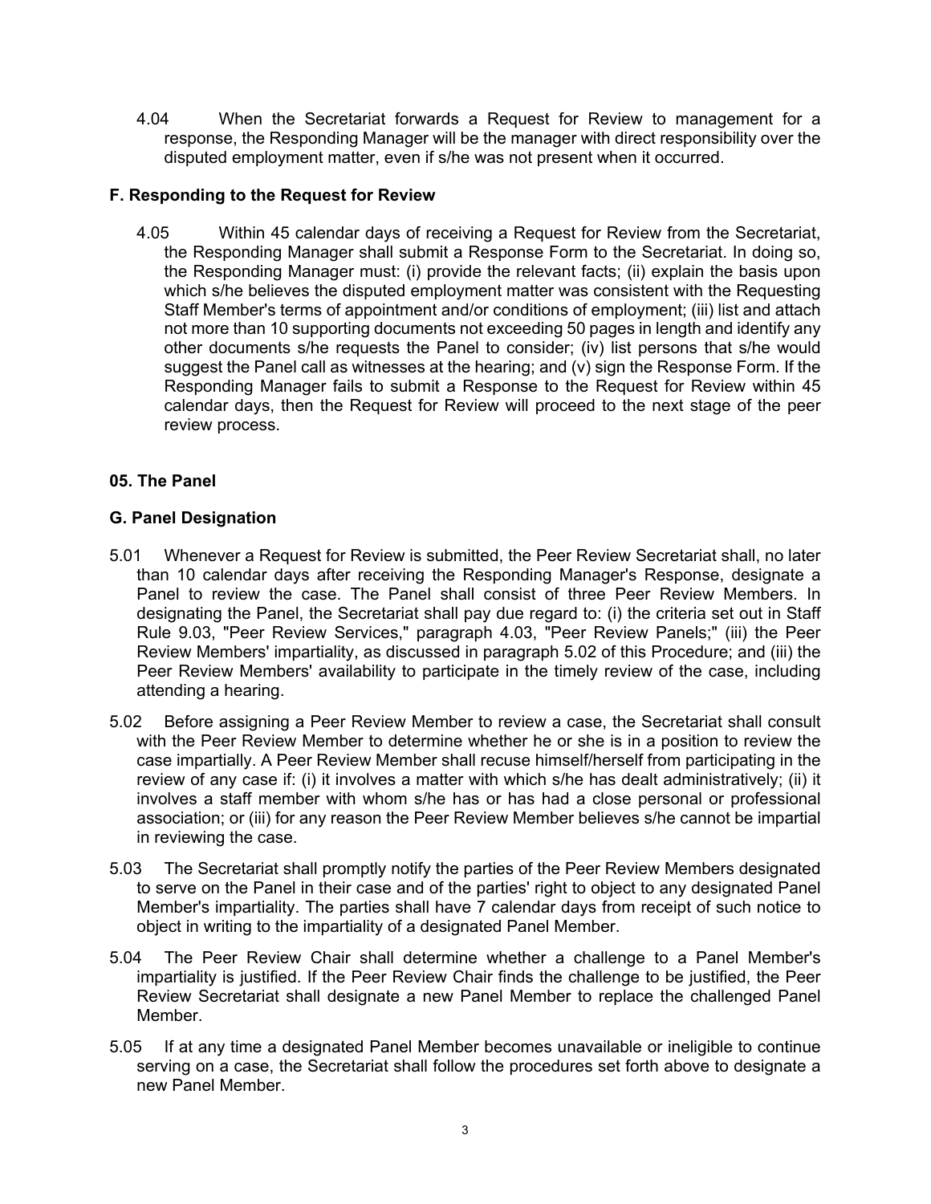4.04 When the Secretariat forwards a Request for Review to management for a response, the Responding Manager will be the manager with direct responsibility over the disputed employment matter, even if s/he was not present when it occurred.

### F. Responding to the Request for Review

4.05 Within 45 calendar days of receiving a Request for Review from the Secretariat, the Responding Manager shall submit a Response Form to the Secretariat. In doing so, the Responding Manager must: (i) provide the relevant facts; (ii) explain the basis upon which s/he believes the disputed employment matter was consistent with the Requesting Staff Member's terms of appointment and/or conditions of employment; (iii) list and attach not more than 10 supporting documents not exceeding 50 pages in length and identify any other documents s/he requests the Panel to consider; (iv) list persons that s/he would suggest the Panel call as witnesses at the hearing; and (v) sign the Response Form. If the Responding Manager fails to submit a Response to the Request for Review within 45 calendar days, then the Request for Review will proceed to the next stage of the peer review process.

## 05. The Panel

### G. Panel Designation

5.01 Whenever a Request for Review is submitted, the Peer Review Secretariat shall, no later than 10 calendar days after receiving the Responding Manager's Response, designate a Panel to review the case. The Panel shall consist of three Peer Review Members. In designating the Panel, the Secretariat shall pay due regard to: (i) the criteria set out in Staff Rule 9.03, "Peer Review Services," paragraph 4.03, "Peer Review Panels;" (iii) the Peer Review Members' impartiality, as discussed in paragraph 5.02 of this Procedure; and (iii) the Peer Review Members' availability to participate in the timely review of the case, including attending a hearing.

5.02 Before assigning a Peer Review Member to review a case, the Secretariat shall consult with the Peer Review Member to determine whether he or she is in a position to review the case impartially. A Peer Review Member shall recuse himself/herself from participating in the review of any case if: (i) it involves a matter with which s/he has dealt administratively; (ii) it involves a staff member with whom s/he has or has had a close personal or professional association; or (iii) for any reason the Peer Review Member believes s/he cannot be impartial in reviewing the case.

5.03 The Secretariat shall promptly notify the parties of the Peer Review Members designated to serve on the Panel in their case and of the parties' right to object to any designated Panel Member's impartiality. The parties shall have 7 calendar days from receipt of such notice to object in writing to the impartiality of a designated Panel Member.

5.04 The Peer Review Chair shall determine whether a challenge to a Panel Member's impartiality is justified. If the Peer Review Chair finds the challenge to be justified, the Peer Review Secretariat shall designate a new Panel Member to replace the challenged Panel Member.

5.05 If at any time a designated Panel Member becomes unavailable or ineligible to continue serving on a case, the Secretariat shall follow the procedures set forth above to designate a new Panel Member.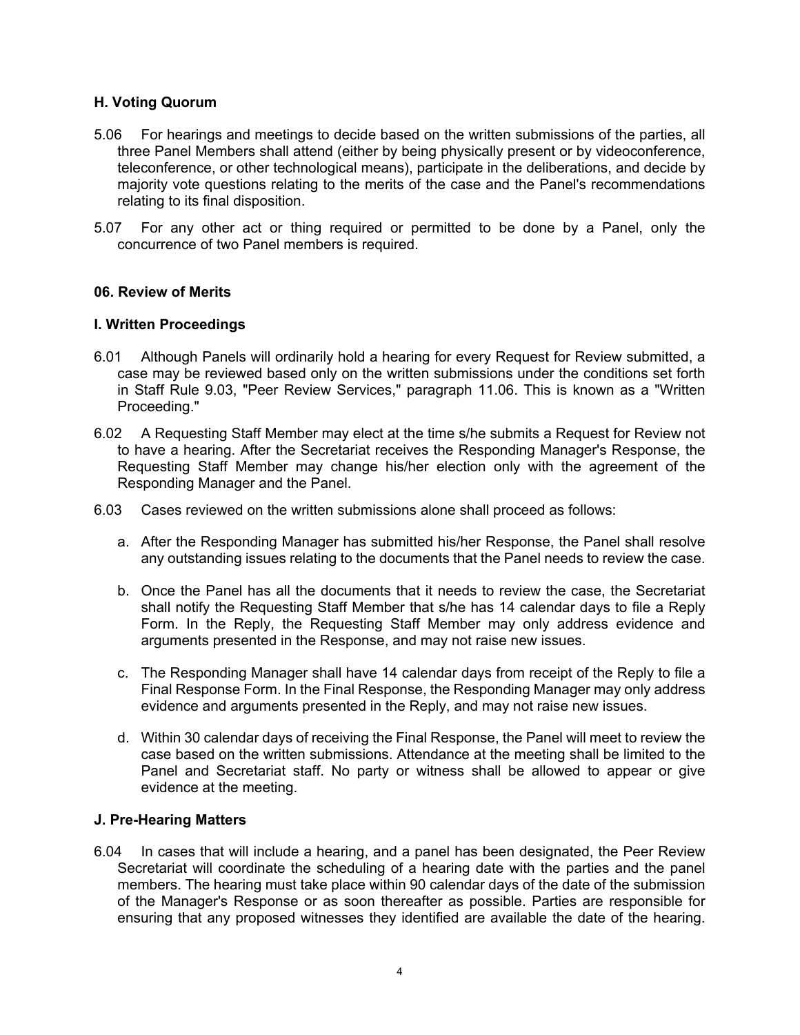### H. Voting Quorum

5.06 For hearings and meetings to decide based on the written submissions of the parties, all three Panel Members shall attend (either by being physically present or by videoconference, teleconference, or other technological means), participate in the deliberations, and decide by majority vote questions relating to the merits of the case and the Panel's recommendations relating to its final disposition.

5.07 For any other act or thing required or permitted to be done by a Panel, only the concurrence of two Panel members is required.

## 06. Review of Merits

### I. Written Proceedings

6.01 Although Panels will ordinarily hold a hearing for every Request for Review submitted, a case may be reviewed based only on the written submissions under the conditions set forth in Staff Rule 9.03, "Peer Review Services," paragraph 11.06. This is known as a "Written Proceeding."

6.02 A Requesting Staff Member may elect at the time s/he submits a Request for Review not to have a hearing. After the Secretariat receives the Responding Manager's Response, the Requesting Staff Member may change his/her election only with the agreement of the Responding Manager and the Panel.

6.03 Cases reviewed on the written submissions alone shall proceed as follows:

a. After the Responding Manager has submitted his/her Response, the Panel shall resolve any outstanding issues relating to the documents that the Panel needs to review the case.

b. Once the Panel has all the documents that it needs to review the case, the Secretariat shall notify the Requesting Staff Member that s/he has 14 calendar days to file a Reply Form. In the Reply, the Requesting Staff Member may only address evidence and arguments presented in the Response, and may not raise new issues.

c. The Responding Manager shall have 14 calendar days from receipt of the Reply to file a Final Response Form. In the Final Response, the Responding Manager may only address evidence and arguments presented in the Reply, and may not raise new issues.

d. Within 30 calendar days of receiving the Final Response, the Panel will meet to review the case based on the written submissions. Attendance at the meeting shall be limited to the Panel and Secretariat staff. No party or witness shall be allowed to appear or give evidence at the meeting.

### J. Pre-Hearing Matters

6.04 In cases that will include a hearing, and a panel has been designated, the Peer Review Secretariat will coordinate the scheduling of a hearing date with the parties and the panel members. The hearing must take place within 90 calendar days of the date of the submission of the Manager's Response or as soon thereafter as possible. Parties are responsible for ensuring that any proposed witnesses they identified are available the date of the hearing.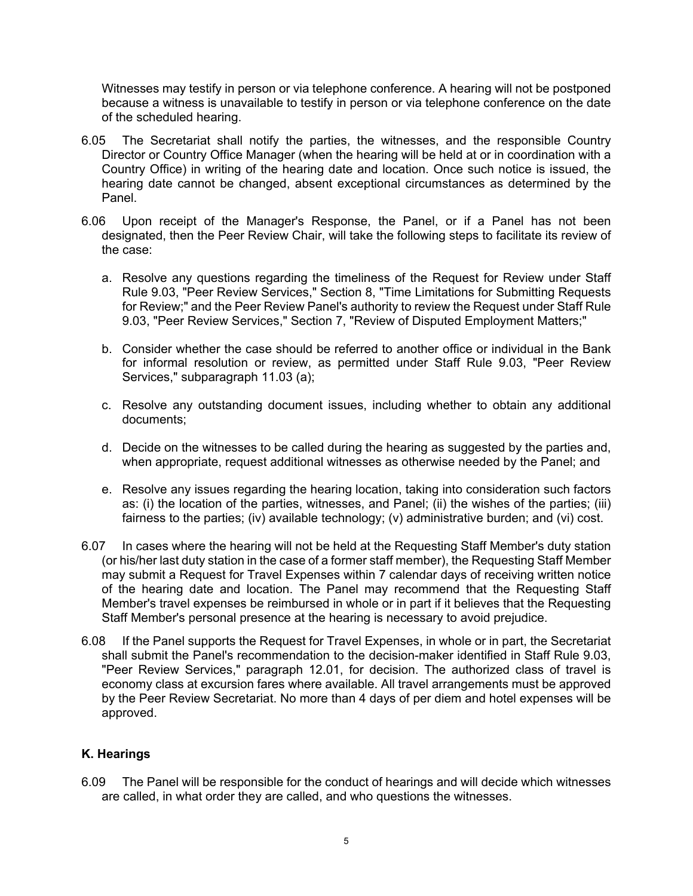Witnesses may testify in person or via telephone conference. A hearing will not be postponed because a witness is unavailable to testify in person or via telephone conference on the date of the scheduled hearing.

6.05 The Secretariat shall notify the parties, the witnesses, and the responsible Country Director or Country Office Manager (when the hearing will be held at or in coordination with a Country Office) in writing of the hearing date and location. Once such notice is issued, the hearing date cannot be changed, absent exceptional circumstances as determined by the Panel.

6.06 Upon receipt of the Manager's Response, the Panel, or if a Panel has not been designated, then the Peer Review Chair, will take the following steps to facilitate its review of the case:

a. Resolve any questions regarding the timeliness of the Request for Review under Staff Rule 9.03, "Peer Review Services," Section 8, "Time Limitations for Submitting Requests for Review;" and the Peer Review Panel's authority to review the Request under Staff Rule 9.03, "Peer Review Services," Section 7, "Review of Disputed Employment Matters;"

b. Consider whether the case should be referred to another office or individual in the Bank for informal resolution or review, as permitted under Staff Rule 9.03, "Peer Review Services," subparagraph 11.03 (a);

c. Resolve any outstanding document issues, including whether to obtain any additional documents;

d. Decide on the witnesses to be called during the hearing as suggested by the parties and, when appropriate, request additional witnesses as otherwise needed by the Panel; and

e. Resolve any issues regarding the hearing location, taking into consideration such factors as: (i) the location of the parties, witnesses, and Panel; (ii) the wishes of the parties; (iii) fairness to the parties; (iv) available technology; (v) administrative burden; and (vi) cost.

6.07 In cases where the hearing will not be held at the Requesting Staff Member's duty station (or his/her last duty station in the case of a former staff member), the Requesting Staff Member may submit a Request for Travel Expenses within 7 calendar days of receiving written notice of the hearing date and location. The Panel may recommend that the Requesting Staff Member's travel expenses be reimbursed in whole or in part if it believes that the Requesting Staff Member's personal presence at the hearing is necessary to avoid prejudice.

6.08 If the Panel supports the Request for Travel Expenses, in whole or in part, the Secretariat shall submit the Panel's recommendation to the decision-maker identified in Staff Rule 9.03, "Peer Review Services," paragraph 12.01, for decision. The authorized class of travel is economy class at excursion fares where available. All travel arrangements must be approved by the Peer Review Secretariat. No more than 4 days of per diem and hotel expenses will be approved.

### K. Hearings

6.09 The Panel will be responsible for the conduct of hearings and will decide which witnesses are called, in what order they are called, and who questions the witnesses.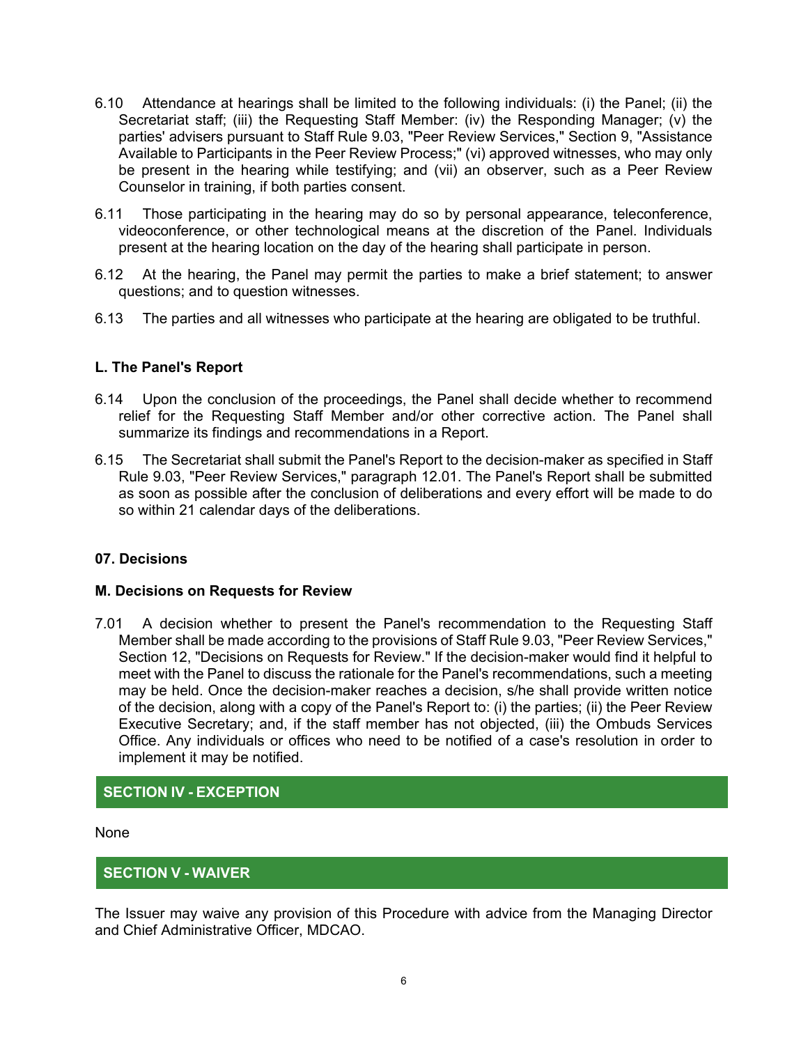6.10 Attendance at hearings shall be limited to the following individuals: (i) the Panel; (ii) the Secretariat staff; (iii) the Requesting Staff Member: (iv) the Responding Manager; (v) the parties' advisers pursuant to Staff Rule 9.03, "Peer Review Services," Section 9, "Assistance Available to Participants in the Peer Review Process;" (vi) approved witnesses, who may only be present in the hearing while testifying; and (vii) an observer, such as a Peer Review Counselor in training, if both parties consent.

6.11 Those participating in the hearing may do so by personal appearance, teleconference, videoconference, or other technological means at the discretion of the Panel. Individuals present at the hearing location on the day of the hearing shall participate in person.

6.12 At the hearing, the Panel may permit the parties to make a brief statement; to answer questions; and to question witnesses.

6.13 The parties and all witnesses who participate at the hearing are obligated to be truthful.

**L. The Panel's Report**

6.14 Upon the conclusion of the proceedings, the Panel shall decide whether to recommend relief for the Requesting Staff Member and/or other corrective action. The Panel shall summarize its findings and recommendations in a Report.

6.15 The Secretariat shall submit the Panel's Report to the decision-maker as specified in Staff Rule 9.03, "Peer Review Services," paragraph 12.01. The Panel's Report shall be submitted as soon as possible after the conclusion of deliberations and every effort will be made to do so within 21 calendar days of the deliberations.

**07. Decisions**

**M. Decisions on Requests for Review**

7.01 A decision whether to present the Panel's recommendation to the Requesting Staff Member shall be made according to the provisions of Staff Rule 9.03, "Peer Review Services," Section 12, "Decisions on Requests for Review." If the decision-maker would find it helpful to meet with the Panel to discuss the rationale for the Panel's recommendations, such a meeting may be held. Once the decision-maker reaches a decision, s/he shall provide written notice of the decision, along with a copy of the Panel's Report to: (i) the parties; (ii) the Peer Review Executive Secretary; and, if the staff member has not objected, (iii) the Ombuds Services Office. Any individuals or offices who need to be notified of a case's resolution in order to implement it may be notified.

## SECTION IV - EXCEPTION

None

## SECTION V - WAIVER

The Issuer may waive any provision of this Procedure with advice from the Managing Director and Chief Administrative Officer, MDCAO.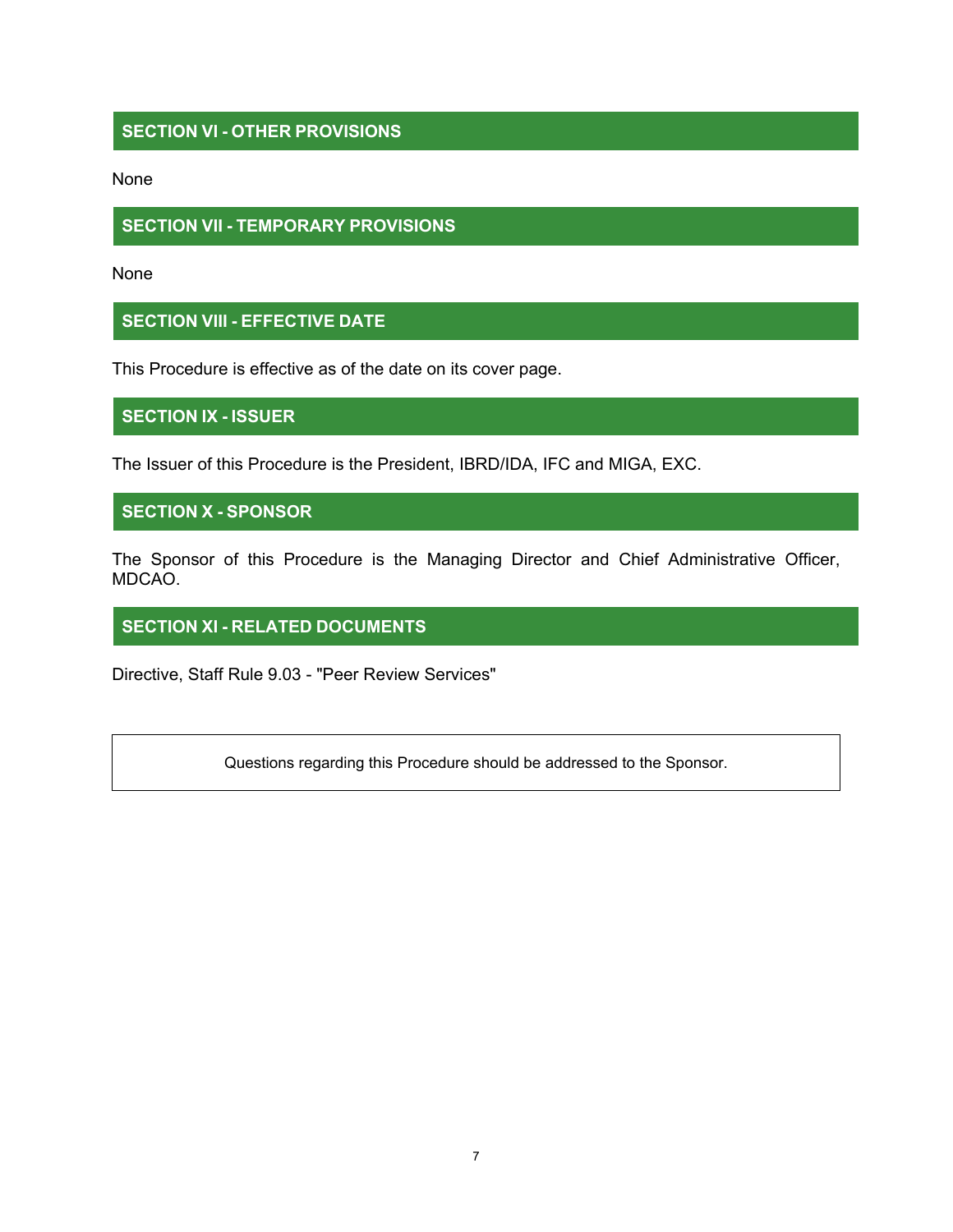## SECTION VI - OTHER PROVISIONS

None

## SECTION VII - TEMPORARY PROVISIONS

None

## SECTION VIII - EFFECTIVE DATE

This Procedure is effective as of the date on its cover page.

## SECTION IX - ISSUER

The Issuer of this Procedure is the President, IBRD/IDA, IFC and MIGA, EXC.

## SECTION X - SPONSOR

The Sponsor of this Procedure is the Managing Director and Chief Administrative Officer, MDCAO.

## SECTION XI - RELATED DOCUMENTS

Directive, Staff Rule 9.03 - "Peer Review Services"

| |
|---|
| Questions regarding this Procedure should be addressed to the Sponsor. |